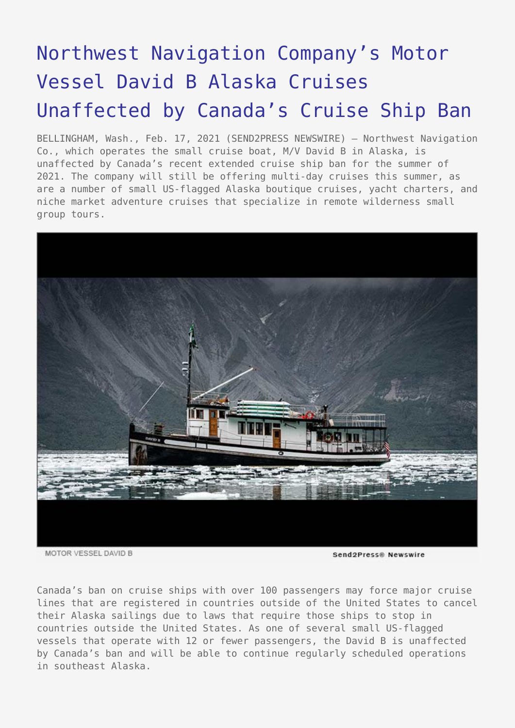# Northwest Navigation Company's Motor Vessel David B Alaska Cruises Unaffected by Canada's Cruise Ship Ban

BELLINGHAM, Wash., Feb. 17, 2021 (SEND2PRESS NEWSWIRE) — Northwest Navigation Co., which operates the small cruise boat, M/V David B in Alaska, is unaffected by Canada's recent extended cruise ship ban for the summer of 2021. The company will still be offering multi-day cruises this summer, as are a number of small US-flagged Alaska boutique cruises, yacht charters, and niche market adventure cruises that specialize in remote wilderness small group tours.

MOTOR VESSEL DAVID B

Send2Press® Newswire

Canada's ban on cruise ships with over 100 passengers may force major cruise lines that are registered in countries outside of the United States to cancel their Alaska sailings due to laws that require those ships to stop in countries outside the United States. As one of several small US-flagged vessels that operate with 12 or fewer passengers, the David B is unaffected by Canada's ban and will be able to continue regularly scheduled operations in southeast Alaska.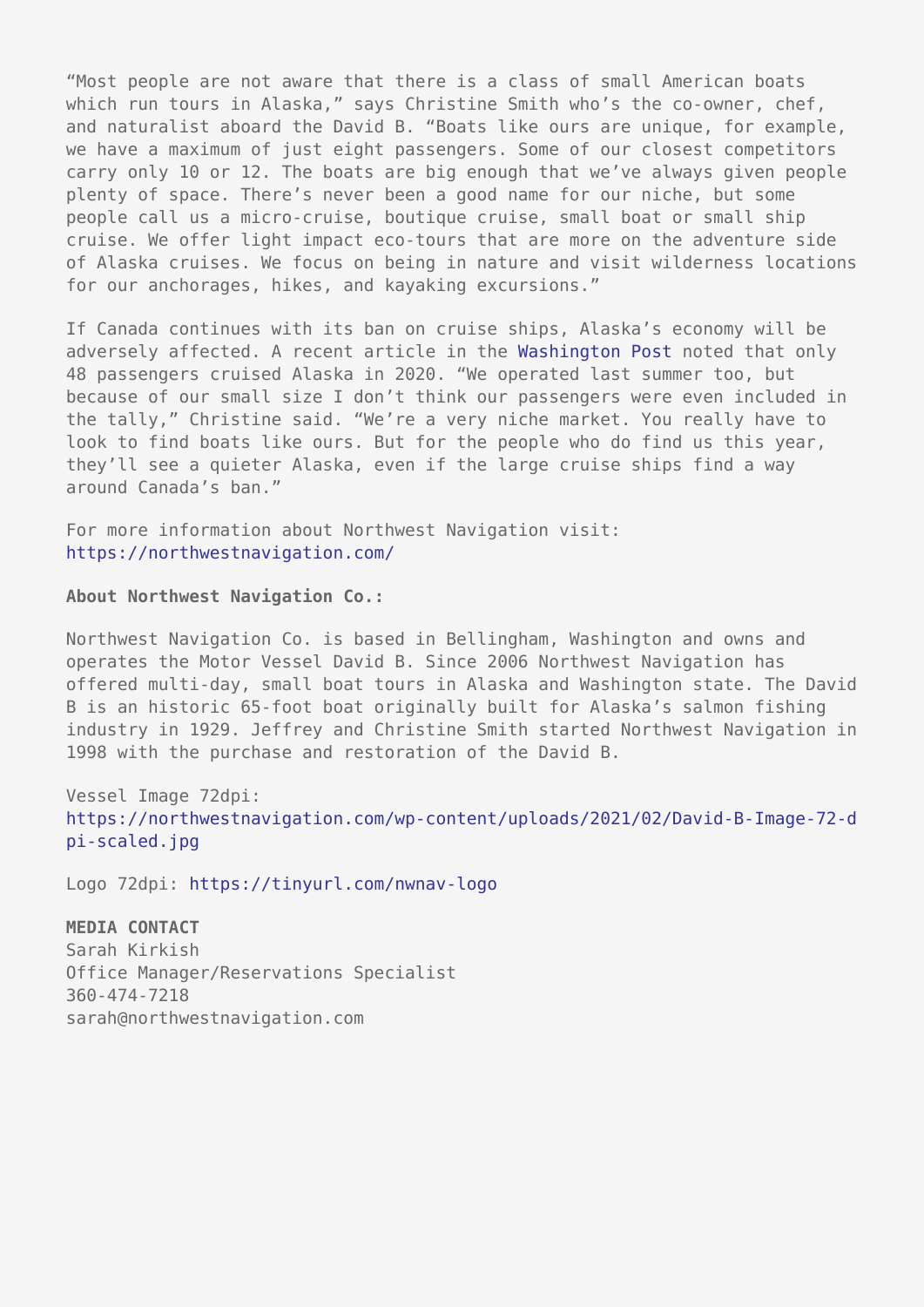"Most people are not aware that there is a class of small American boats which run tours in Alaska," says Christine Smith who's the co-owner, chef, and naturalist aboard the David B. "Boats like ours are unique, for example, we have a maximum of just eight passengers. Some of our closest competitors carry only 10 or 12. The boats are big enough that we've always given people plenty of space. There's never been a good name for our niche, but some people call us a micro-cruise, boutique cruise, small boat or small ship cruise. We offer light impact eco-tours that are more on the adventure side of Alaska cruises. We focus on being in nature and visit wilderness locations for our anchorages, hikes, and kayaking excursions."

If Canada continues with its ban on cruise ships, Alaska's economy will be adversely affected. A recent article in the Washington Post noted that only 48 passengers cruised Alaska in 2020. "We operated last summer too, but because of our small size I don't think our passengers were even included in the tally," Christine said. "We're a very niche market. You really have to look to find boats like ours. But for the people who do find us this year, they'll see a quieter Alaska, even if the large cruise ships find a way around Canada's ban."

For more information about Northwest Navigation visit: https://northwestnavigation.com/

**About Northwest Navigation Co.:**

Northwest Navigation Co. is based in Bellingham, Washington and owns and operates the Motor Vessel David B. Since 2006 Northwest Navigation has offered multi-day, small boat tours in Alaska and Washington state. The David B is an historic 65-foot boat originally built for Alaska's salmon fishing industry in 1929. Jeffrey and Christine Smith started Northwest Navigation in 1998 with the purchase and restoration of the David B.

Vessel Image 72dpi: https://northwestnavigation.com/wp-content/uploads/2021/02/David-B-Image-72-dpi-scaled.jpg

Logo 72dpi: https://tinyurl.com/nwnav-logo

**MEDIA CONTACT**
Sarah Kirkish
Office Manager/Reservations Specialist
360-474-7218
sarah@northwestnavigation.com